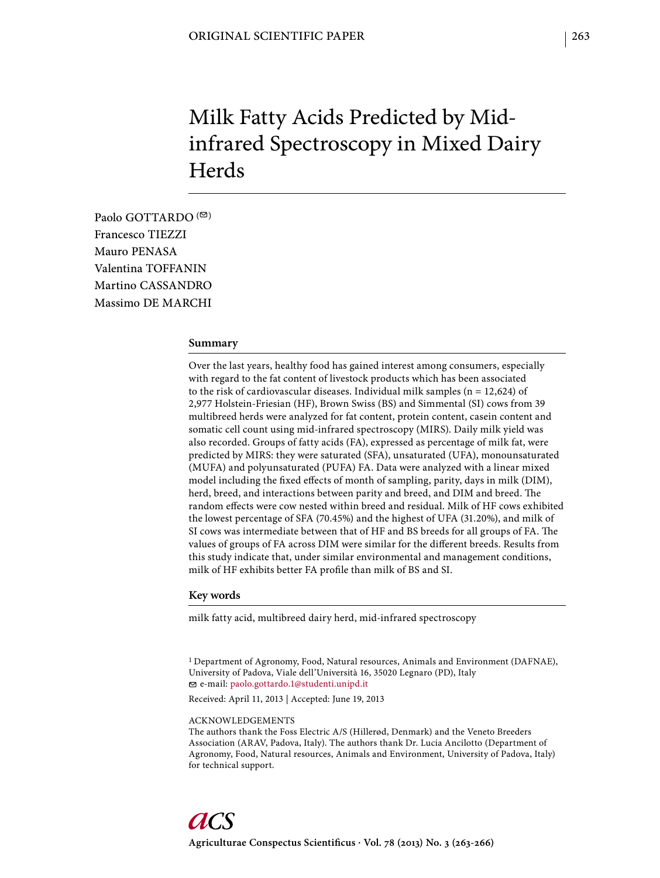# Milk Fatty Acids Predicted by Mid-infrared Spectroscopy in Mixed Dairy Herds

Paolo GOTTARDO (✉)
Francesco TIEZZI
Mauro PENASA
Valentina TOFFANIN
Martino CASSANDRO
Massimo DE MARCHI

## Summary

Over the last years, healthy food has gained interest among consumers, especially with regard to the fat content of livestock products which has been associated to the risk of cardiovascular diseases. Individual milk samples (n = 12,624) of 2,977 Holstein-Friesian (HF), Brown Swiss (BS) and Simmental (SI) cows from 39 multibreed herds were analyzed for fat content, protein content, casein content and somatic cell count using mid-infrared spectroscopy (MIRS). Daily milk yield was also recorded. Groups of fatty acids (FA), expressed as percentage of milk fat, were predicted by MIRS: they were saturated (SFA), unsaturated (UFA), monounsaturated (MUFA) and polyunsaturated (PUFA) FA. Data were analyzed with a linear mixed model including the fixed effects of month of sampling, parity, days in milk (DIM), herd, breed, and interactions between parity and breed, and DIM and breed. The random effects were cow nested within breed and residual. Milk of HF cows exhibited the lowest percentage of SFA (70.45%) and the highest of UFA (31.20%), and milk of SI cows was intermediate between that of HF and BS breeds for all groups of FA. The values of groups of FA across DIM were similar for the different breeds. Results from this study indicate that, under similar environmental and management conditions, milk of HF exhibits better FA profile than milk of BS and SI.

## Key words

milk fatty acid, multibreed dairy herd, mid-infrared spectroscopy

[1] Department of Agronomy, Food, Natural resources, Animals and Environment (DAFNAE), University of Padova, Viale dell'Università 16, 35020 Legnaro (PD), Italy
✉ e-mail: paolo.gottardo.1@studenti.unipd.it

Received: April 11, 2013 | Accepted: June 19, 2013

ACKNOWLEDGEMENTS
The authors thank the Foss Electric A/S (Hillerød, Denmark) and the Veneto Breeders Association (ARAV, Padova, Italy). The authors thank Dr. Lucia Ancilotto (Department of Agronomy, Food, Natural resources, Animals and Environment, University of Padova, Italy) for technical support.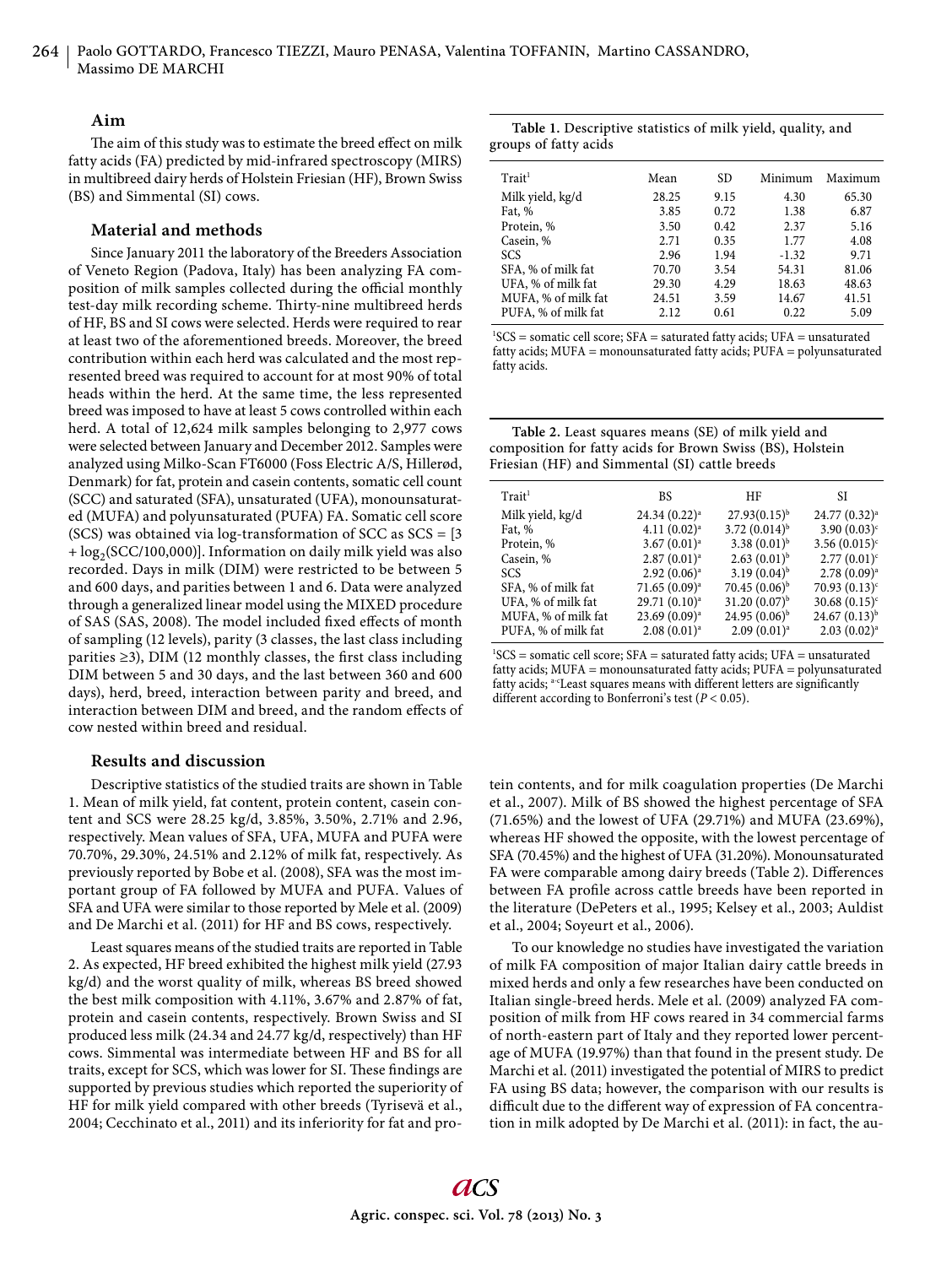## Aim

The aim of this study was to estimate the breed effect on milk fatty acids (FA) predicted by mid-infrared spectroscopy (MIRS) in multibreed dairy herds of Holstein Friesian (HF), Brown Swiss (BS) and Simmental (SI) cows.

## Material and methods

Since January 2011 the laboratory of the Breeders Association of Veneto Region (Padova, Italy) has been analyzing FA composition of milk samples collected during the official monthly test-day milk recording scheme. Thirty-nine multibreed herds of HF, BS and SI cows were selected. Herds were required to rear at least two of the aforementioned breeds. Moreover, the breed contribution within each herd was calculated and the most represented breed was required to account for at most 90% of total heads within the herd. At the same time, the less represented breed was imposed to have at least 5 cows controlled within each herd. A total of 12,624 milk samples belonging to 2,977 cows were selected between January and December 2012. Samples were analyzed using Milko-Scan FT6000 (Foss Electric A/S, Hillerød, Denmark) for fat, protein and casein contents, somatic cell count (SCC) and saturated (SFA), unsaturated (UFA), monounsaturated (MUFA) and polyunsaturated (PUFA) FA. Somatic cell score (SCS) was obtained via log-transformation of SCC as $SCS = [3 + \log_2(SCC/100,000)]$. Information on daily milk yield was also recorded. Days in milk (DIM) were restricted to be between 5 and 600 days, and parities between 1 and 6. Data were analyzed through a generalized linear model using the MIXED procedure of SAS (SAS, 2008). The model included fixed effects of month of sampling (12 levels), parity (3 classes, the last class including parities ≥3), DIM (12 monthly classes, the first class including DIM between 5 and 30 days, and the last between 360 and 600 days), herd, breed, interaction between parity and breed, and interaction between DIM and breed, and the random effects of cow nested within breed and residual.

## Results and discussion

Descriptive statistics of the studied traits are shown in Table 1. Mean of milk yield, fat content, protein content, casein content and SCS were 28.25 kg/d, 3.85%, 3.50%, 2.71% and 2.96, respectively. Mean values of SFA, UFA, MUFA and PUFA were 70.70%, 29.30%, 24.51% and 2.12% of milk fat, respectively. As previously reported by Bobe et al. (2008), SFA was the most important group of FA followed by MUFA and PUFA. Values of SFA and UFA were similar to those reported by Mele et al. (2009) and De Marchi et al. (2011) for HF and BS cows, respectively.

**Table 1.** Descriptive statistics of milk yield, quality, and groups of fatty acids

| Trait[1] | Mean | SD | Minimum | Maximum |
|---|---|---|---|---|
| Milk yield, kg/d | 28.25 | 9.15 | 4.30 | 65.30 |
| Fat, % | 3.85 | 0.72 | 1.38 | 6.87 |
| Protein, % | 3.50 | 0.42 | 2.37 | 5.16 |
| Casein, % | 2.71 | 0.35 | 1.77 | 4.08 |
| SCS | 2.96 | 1.94 | -1.32 | 9.71 |
| SFA, % of milk fat | 70.70 | 3.54 | 54.31 | 81.06 |
| UFA, % of milk fat | 29.30 | 4.29 | 18.63 | 48.63 |
| MUFA, % of milk fat | 24.51 | 3.59 | 14.67 | 41.51 |
| PUFA, % of milk fat | 2.12 | 0.61 | 0.22 | 5.09 |

[1]SCS = somatic cell score; SFA = saturated fatty acids; UFA = unsaturated fatty acids; MUFA = monounsaturated fatty acids; PUFA = polyunsaturated fatty acids.

**Table 2.** Least squares means (SE) of milk yield and composition for fatty acids for Brown Swiss (BS), Holstein Friesian (HF) and Simmental (SI) cattle breeds

| Trait[1] | BS | HF | SI |
|---|---|---|---|
| Milk yield, kg/d | 24.34 (0.22)[a] | 27.93(0.15)[b] | 24.77 (0.32)[a] |
| Fat, % | 4.11 (0.02)[a] | 3.72 (0.014)[b] | 3.90 (0.03)[c] |
| Protein, % | 3.67 (0.01)[a] | 3.38 (0.01)[b] | 3.56 (0.015)[c] |
| Casein, % | 2.87 (0.01)[a] | 2.63 (0.01)[b] | 2.77 (0.01)[c] |
| SCS | 2.92 (0.06)[a] | 3.19 (0.04)[b] | 2.78 (0.09)[a] |
| SFA, % of milk fat | 71.65 (0.09)[a] | 70.45 (0.06)[b] | 70.93 (0.13)[c] |
| UFA, % of milk fat | 29.71 (0.10)[a] | 31.20 (0.07)[b] | 30.68 (0.15)[c] |
| MUFA, % of milk fat | 23.69 (0.09)[a] | 24.95 (0.06)[b] | 24.67 (0.13)[b] |
| PUFA, % of milk fat | 2.08 (0.01)[a] | 2.09 (0.01)[a] | 2.03 (0.02)[a] |

[1]SCS = somatic cell score; SFA = saturated fatty acids; UFA = unsaturated fatty acids; MUFA = monounsaturated fatty acids; PUFA = polyunsaturated fatty acids; [a-c]Least squares means with different letters are significantly different according to Bonferroni's test ($P < 0.05$).

Least squares means of the studied traits are reported in Table 2. As expected, HF breed exhibited the highest milk yield (27.93 kg/d) and the worst quality of milk, whereas BS breed showed the best milk composition with 4.11%, 3.67% and 2.87% of fat, protein and casein contents, respectively. Brown Swiss and SI produced less milk (24.34 and 24.77 kg/d, respectively) than HF cows. Simmental was intermediate between HF and BS for all traits, except for SCS, which was lower for SI. These findings are supported by previous studies which reported the superiority of HF for milk yield compared with other breeds (Tyrisevä et al., 2004; Cecchinato et al., 2011) and its inferiority for fat and protein contents, and for milk coagulation properties (De Marchi et al., 2007). Milk of BS showed the highest percentage of SFA (71.65%) and the lowest of UFA (29.71%) and MUFA (23.69%), whereas HF showed the opposite, with the lowest percentage of SFA (70.45%) and the highest of UFA (31.20%). Monounsaturated FA were comparable among dairy breeds (Table 2). Differences between FA profile across cattle breeds have been reported in the literature (DePeters et al., 1995; Kelsey et al., 2003; Auldist et al., 2004; Soyeurt et al., 2006).

To our knowledge no studies have investigated the variation of milk FA composition of major Italian dairy cattle breeds in mixed herds and only a few researches have been conducted on Italian single-breed herds. Mele et al. (2009) analyzed FA composition of milk from HF cows reared in 34 commercial farms of north-eastern part of Italy and they reported lower percentage of MUFA (19.97%) than that found in the present study. De Marchi et al. (2011) investigated the potential of MIRS to predict FA using BS data; however, the comparison with our results is difficult due to the different way of expression of FA concentration in milk adopted by De Marchi et al. (2011): in fact, the au-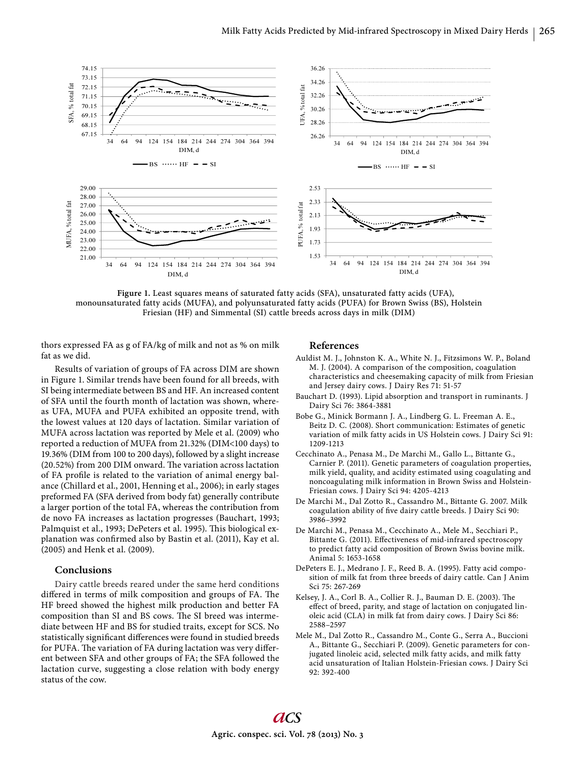Figure 1. Least squares means of saturated fatty acids (SFA), unsaturated fatty acids (UFA), monounsaturated fatty acids (MUFA), and polyunsaturated fatty acids (PUFA) for Brown Swiss (BS), Holstein Friesian (HF) and Simmental (SI) cattle breeds across days in milk (DIM)

thors expressed FA as g of FA/kg of milk and not as % on milk fat as we did.

Results of variation of groups of FA across DIM are shown in Figure 1. Similar trends have been found for all breeds, with SI being intermediate between BS and HF. An increased content of SFA until the fourth month of lactation was shown, whereas UFA, MUFA and PUFA exhibited an opposite trend, with the lowest values at 120 days of lactation. Similar variation of MUFA across lactation was reported by Mele et al. (2009) who reported a reduction of MUFA from 21.32% (DIM<100 days) to 19.36% (DIM from 100 to 200 days), followed by a slight increase (20.52%) from 200 DIM onward. The variation across lactation of FA profile is related to the variation of animal energy balance (Chillard et al., 2001, Henning et al., 2006); in early stages preformed FA (SFA derived from body fat) generally contribute a larger portion of the total FA, whereas the contribution from de novo FA increases as lactation progresses (Bauchart, 1993; Palmquist et al., 1993; DePeters et al. 1995). This biological explanation was confirmed also by Bastin et al. (2011), Kay et al. (2005) and Henk et al. (2009).

## Conclusions

Dairy cattle breeds reared under the same herd conditions differed in terms of milk composition and groups of FA. The HF breed showed the highest milk production and better FA composition than SI and BS cows. The SI breed was intermediate between HF and BS for studied traits, except for SCS. No statistically significant differences were found in studied breeds for PUFA. The variation of FA during lactation was very different between SFA and other groups of FA; the SFA followed the lactation curve, suggesting a close relation with body energy status of the cow.

## References

Auldist M. J., Johnston K. A., White N. J., Fitzsimons W. P., Boland M. J. (2004). A comparison of the composition, coagulation characteristics and cheesemaking capacity of milk from Friesian and Jersey dairy cows. J Dairy Res 71: 51-57

Bauchart D. (1993). Lipid absorption and transport in ruminants. J Dairy Sci 76: 3864-3881

Bobe G., Minick Bormann J. A., Lindberg G. L. Freeman A. E., Beitz D. C. (2008). Short communication: Estimates of genetic variation of milk fatty acids in US Holstein cows. J Dairy Sci 91: 1209-1213

Cecchinato A., Penasa M., De Marchi M., Gallo L., Bittante G., Carnier P. (2011). Genetic parameters of coagulation properties, milk yield, quality, and acidity estimated using coagulating and noncoagulating milk information in Brown Swiss and Holstein-Friesian cows. J Dairy Sci 94: 4205-4213

De Marchi M., Dal Zotto R., Cassandro M., Bittante G. 2007. Milk coagulation ability of five dairy cattle breeds. J Dairy Sci 90: 3986–3992

De Marchi M., Penasa M., Cecchinato A., Mele M., Secchiari P., Bittante G. (2011). Effectiveness of mid-infrared spectroscopy to predict fatty acid composition of Brown Swiss bovine milk. Animal 5: 1653-1658

DePeters E. J., Medrano J. F., Reed B. A. (1995). Fatty acid composition of milk fat from three breeds of dairy cattle. Can J Anim Sci 75: 267-269

Kelsey, J. A., Corl B. A., Collier R. J., Bauman D. E. (2003). The effect of breed, parity, and stage of lactation on conjugated linoleic acid (CLA) in milk fat from dairy cows. J Dairy Sci 86: 2588–2597

Mele M., Dal Zotto R., Cassandro M., Conte G., Serra A., Buccioni A., Bittante G., Secchiari P. (2009). Genetic parameters for conjugated linoleic acid, selected milk fatty acids, and milk fatty acid unsaturation of Italian Holstein-Friesian cows. J Dairy Sci 92: 392-400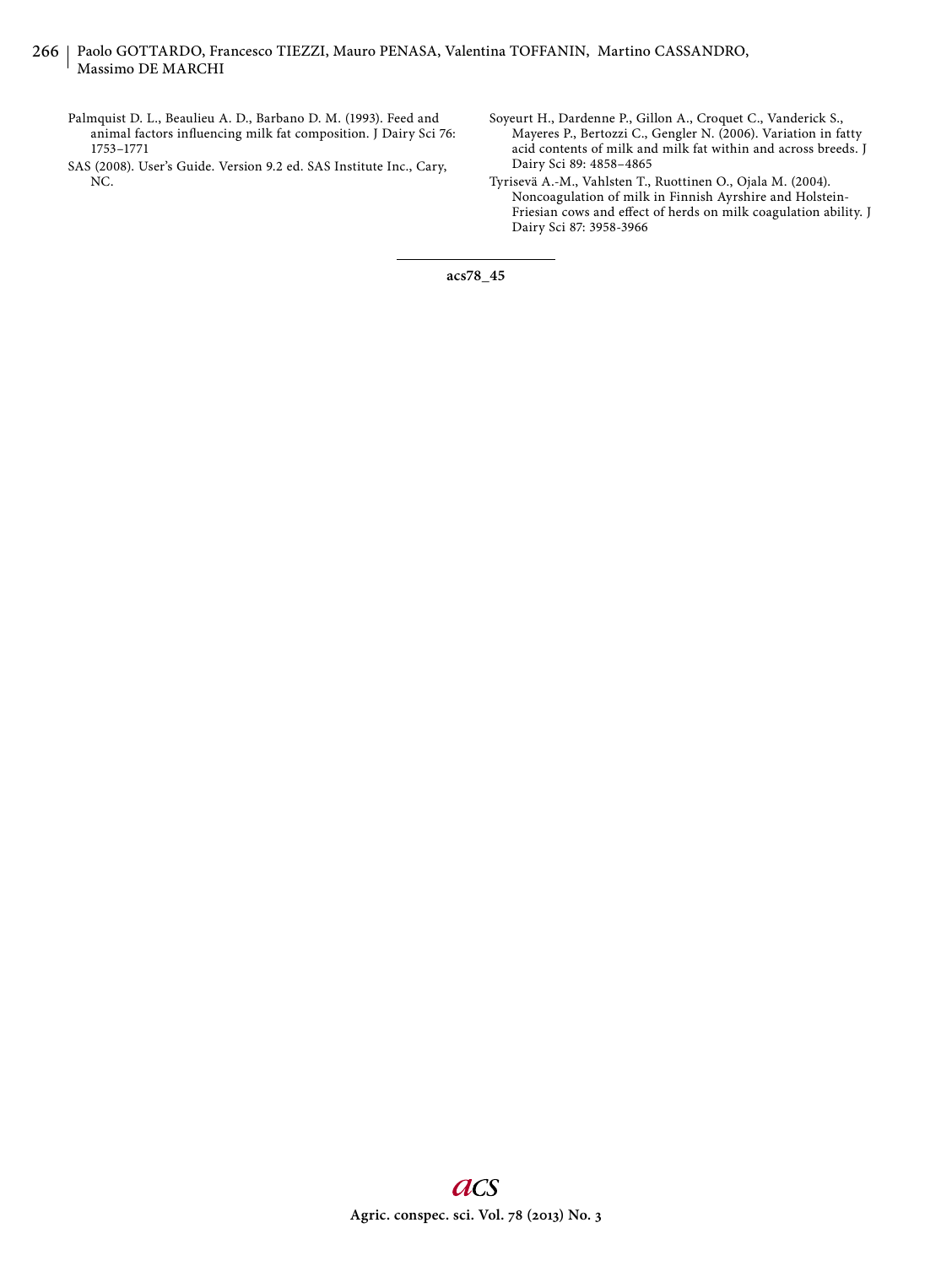Palmquist D. L., Beaulieu A. D., Barbano D. M. (1993). Feed and animal factors influencing milk fat composition. J Dairy Sci 76: 1753–1771

SAS (2008). User's Guide. Version 9.2 ed. SAS Institute Inc., Cary, NC.

Soyeurt H., Dardenne P., Gillon A., Croquet C., Vanderick S., Mayeres P., Bertozzi C., Gengler N. (2006). Variation in fatty acid contents of milk and milk fat within and across breeds. J Dairy Sci 89: 4858–4865

Tyrisevä A.-M., Vahlsten T., Ruottinen O., Ojala M. (2004). Noncoagulation of milk in Finnish Ayrshire and Holstein-Friesian cows and effect of herds on milk coagulation ability. J Dairy Sci 87: 3958-3966

**acs78_45**